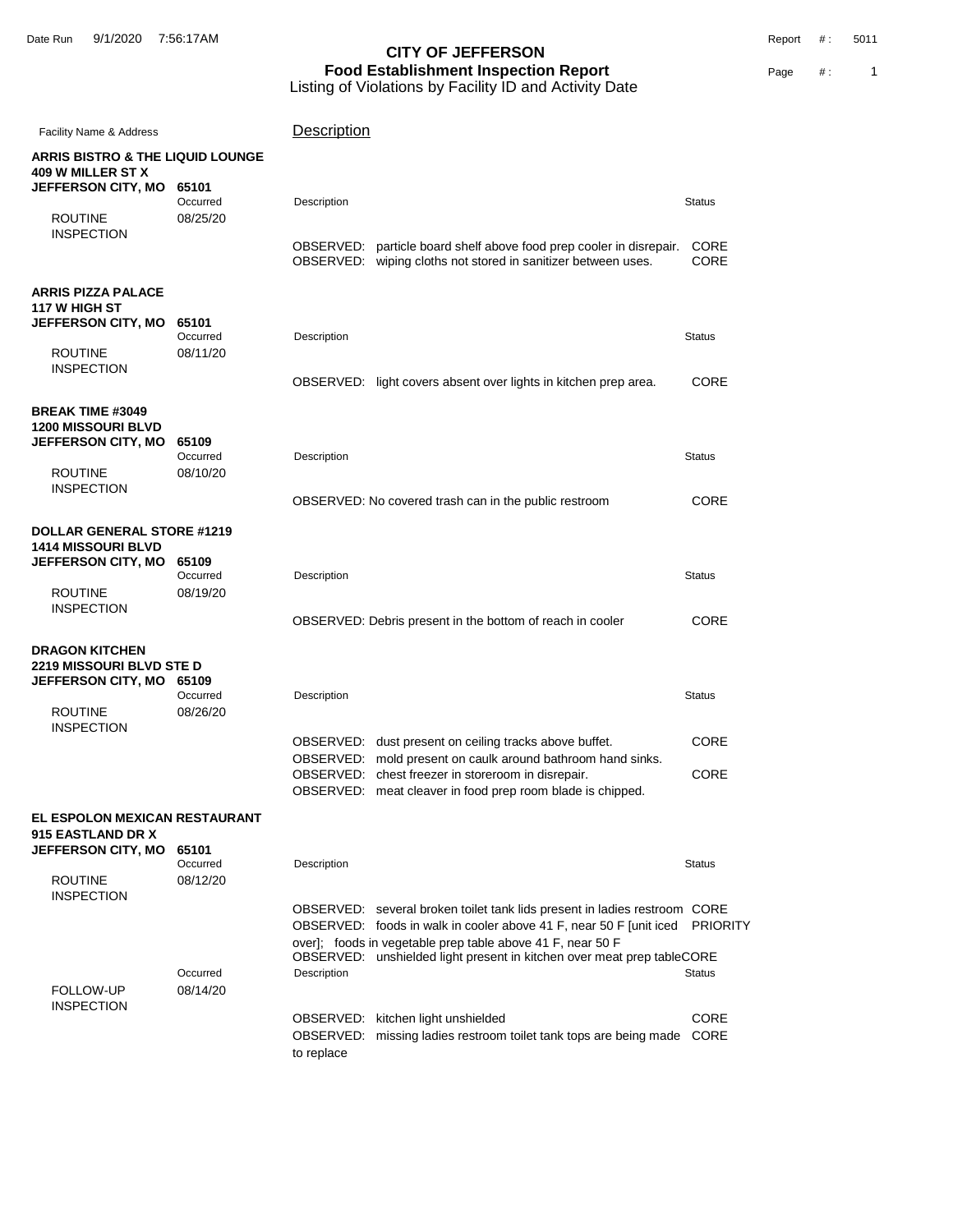# CITY OF JEFFERSON

## Food Establishment Inspection Report

Listing of Violations by Facility ID and Activity Date

Date Run 9/1/2020 7:56:17AM

Report #: 5011

| Facility Name & Address | Occurred | Description | Status |
|---|---|---|---|
| **ARRIS BISTRO & THE LIQUID LOUNGE**<br>**409 W MILLER ST X**<br>**JEFFERSON CITY, MO 65101** | | | |
| ROUTINE INSPECTION | 08/25/20 | OBSERVED: particle board shelf above food prep cooler in disrepair. | CORE |
| | | OBSERVED: wiping cloths not stored in sanitizer between uses. | CORE |
| **ARRIS PIZZA PALACE**<br>**117 W HIGH ST**<br>**JEFFERSON CITY, MO 65101** | | | |
| ROUTINE INSPECTION | 08/11/20 | OBSERVED: light covers absent over lights in kitchen prep area. | CORE |
| **BREAK TIME #3049**<br>**1200 MISSOURI BLVD**<br>**JEFFERSON CITY, MO 65109** | | | |
| ROUTINE INSPECTION | 08/10/20 | OBSERVED: No covered trash can in the public restroom | CORE |
| **DOLLAR GENERAL STORE #1219**<br>**1414 MISSOURI BLVD**<br>**JEFFERSON CITY, MO 65109** | | | |
| ROUTINE INSPECTION | 08/19/20 | OBSERVED: Debris present in the bottom of reach in cooler | CORE |
| **DRAGON KITCHEN**<br>**2219 MISSOURI BLVD STE D**<br>**JEFFERSON CITY, MO 65109** | | | |
| ROUTINE INSPECTION | 08/26/20 | OBSERVED: dust present on ceiling tracks above buffet. | CORE |
| | | OBSERVED: mold present on caulk around bathroom hand sinks. | |
| | | OBSERVED: chest freezer in storeroom in disrepair. | CORE |
| | | OBSERVED: meat cleaver in food prep room blade is chipped. | |
| **EL ESPOLON MEXICAN RESTAURANT**<br>**915 EASTLAND DR X**<br>**JEFFERSON CITY, MO 65101** | | | |
| ROUTINE INSPECTION | 08/12/20 | OBSERVED: several broken toilet tank lids present in ladies restroom | CORE |
| | | OBSERVED: foods in walk in cooler above 41 F, near 50 F [unit iced over]; foods in vegetable prep table above 41 F, near 50 F | PRIORITY |
| | | OBSERVED: unshielded light present in kitchen over meat prep table | CORE |
| FOLLOW-UP INSPECTION | 08/14/20 | OBSERVED: kitchen light unshielded | CORE |
| | | OBSERVED: missing ladies restroom toilet tank tops are being made to replace | CORE |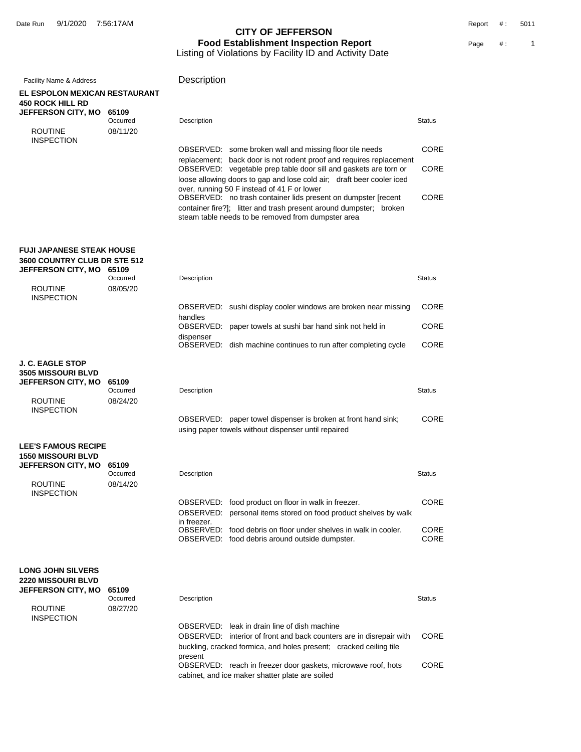**CITY OF JEFFERSON**
**Food Establishment Inspection Report**
Listing of Violations by Facility ID and Activity Date

Date Run 9/1/2020 7:56:17AM — Report #: 5011

| Facility Name & Address | | Description | Status |
|---|---|---|---|
| **EL ESPOLON MEXICAN RESTAURANT**<br>**450 ROCK HILL RD**<br>**JEFFERSON CITY, MO 65109** | | | |
| ROUTINE INSPECTION | Occurred 08/11/20 | | |
| | | OBSERVED: some broken wall and missing floor tile needs replacement; back door is not rodent proof and requires replacement | CORE |
| | | OBSERVED: vegetable prep table door sill and gaskets are torn or loose allowing doors to gap and lose cold air; draft beer cooler iced over, running 50 F instead of 41 F or lower | CORE |
| | | OBSERVED: no trash container lids present on dumpster [recent container fire?]; litter and trash present around dumpster; broken steam table needs to be removed from dumpster area | CORE |
| **FUJI JAPANESE STEAK HOUSE**<br>**3600 COUNTRY CLUB DR STE 512**<br>**JEFFERSON CITY, MO 65109** | | | |
| ROUTINE INSPECTION | Occurred 08/05/20 | | |
| | | OBSERVED: sushi display cooler windows are broken near missing handles | CORE |
| | | OBSERVED: paper towels at sushi bar hand sink not held in dispenser | CORE |
| | | OBSERVED: dish machine continues to run after completing cycle | CORE |
| **J. C. EAGLE STOP**<br>**3505 MISSOURI BLVD**<br>**JEFFERSON CITY, MO 65109** | | | |
| ROUTINE INSPECTION | Occurred 08/24/20 | | |
| | | OBSERVED: paper towel dispenser is broken at front hand sink; using paper towels without dispenser until repaired | CORE |
| **LEE'S FAMOUS RECIPE**<br>**1550 MISSOURI BLVD**<br>**JEFFERSON CITY, MO 65109** | | | |
| ROUTINE INSPECTION | Occurred 08/14/20 | | |
| | | OBSERVED: food product on floor in walk in freezer. | CORE |
| | | OBSERVED: personal items stored on food product shelves by walk in freezer. | |
| | | OBSERVED: food debris on floor under shelves in walk in cooler. | CORE |
| | | OBSERVED: food debris around outside dumpster. | CORE |
| **LONG JOHN SILVERS**<br>**2220 MISSOURI BLVD**<br>**JEFFERSON CITY, MO 65109** | | | |
| ROUTINE INSPECTION | Occurred 08/27/20 | | |
| | | OBSERVED: leak in drain line of dish machine | |
| | | OBSERVED: interior of front and back counters are in disrepair with buckling, cracked formica, and holes present; cracked ceiling tile present | CORE |
| | | OBSERVED: reach in freezer door gaskets, microwave roof, hots cabinet, and ice maker shatter plate are soiled | CORE |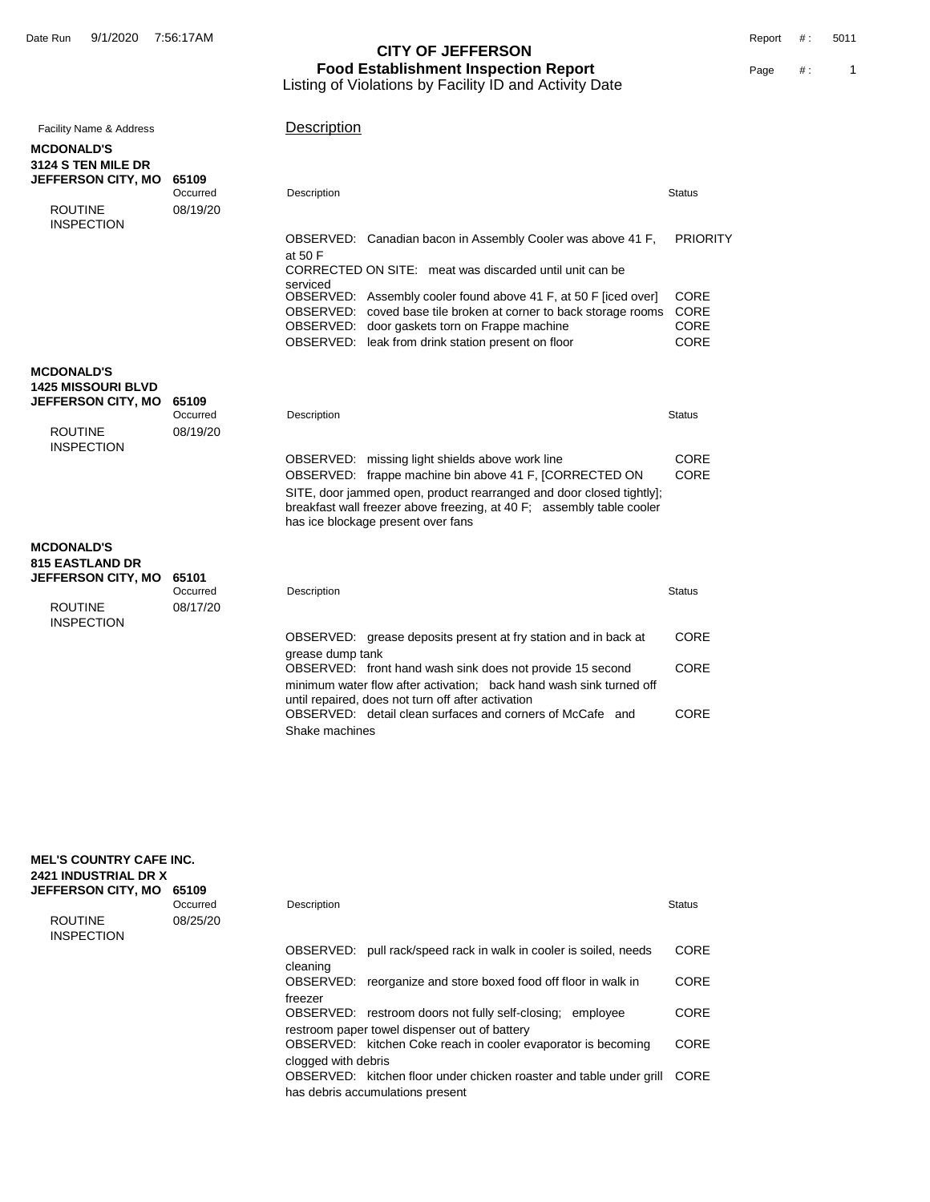# CITY OF JEFFERSON

## Food Establishment Inspection Report

Listing of Violations by Facility ID and Activity Date

| Facility Name & Address | | Description | |
|---|---|---|---|
| **MCDONALD'S**<br>**3124 S TEN MILE DR**<br>**JEFFERSON CITY, MO 65109** | Occurred | Description | Status |
| ROUTINE INSPECTION | 08/19/20 | | |
| | | OBSERVED: Canadian bacon in Assembly Cooler was above 41 F, at 50 F<br>CORRECTED ON SITE: meat was discarded until unit can be serviced | PRIORITY |
| | | OBSERVED: Assembly cooler found above 41 F, at 50 F [iced over] | CORE |
| | | OBSERVED: coved base tile broken at corner to back storage rooms | CORE |
| | | OBSERVED: door gaskets torn on Frappe machine | CORE |
| | | OBSERVED: leak from drink station present on floor | CORE |
| **MCDONALD'S**<br>**1425 MISSOURI BLVD**<br>**JEFFERSON CITY, MO 65109** | Occurred | Description | Status |
| ROUTINE INSPECTION | 08/19/20 | | |
| | | OBSERVED: missing light shields above work line | CORE |
| | | OBSERVED: frappe machine bin above 41 F, [CORRECTED ON SITE, door jammed open, product rearranged and door closed tightly]; breakfast wall freezer above freezing, at 40 F; assembly table cooler has ice blockage present over fans | CORE |
| **MCDONALD'S**<br>**815 EASTLAND DR**<br>**JEFFERSON CITY, MO 65101** | Occurred | Description | Status |
| ROUTINE INSPECTION | 08/17/20 | | |
| | | OBSERVED: grease deposits present at fry station and in back at grease dump tank | CORE |
| | | OBSERVED: front hand wash sink does not provide 15 second minimum water flow after activation; back hand wash sink turned off until repaired, does not turn off after activation | CORE |
| | | OBSERVED: detail clean surfaces and corners of McCafe and Shake machines | CORE |
| **MEL'S COUNTRY CAFE INC.**<br>**2421 INDUSTRIAL DR X**<br>**JEFFERSON CITY, MO 65109** | Occurred | Description | Status |
| ROUTINE INSPECTION | 08/25/20 | | |
| | | OBSERVED: pull rack/speed rack in walk in cooler is soiled, needs cleaning | CORE |
| | | OBSERVED: reorganize and store boxed food off floor in walk in freezer | CORE |
| | | OBSERVED: restroom doors not fully self-closing; employee restroom paper towel dispenser out of battery | CORE |
| | | OBSERVED: kitchen Coke reach in cooler evaporator is becoming clogged with debris | CORE |
| | | OBSERVED: kitchen floor under chicken roaster and table under grill has debris accumulations present | CORE |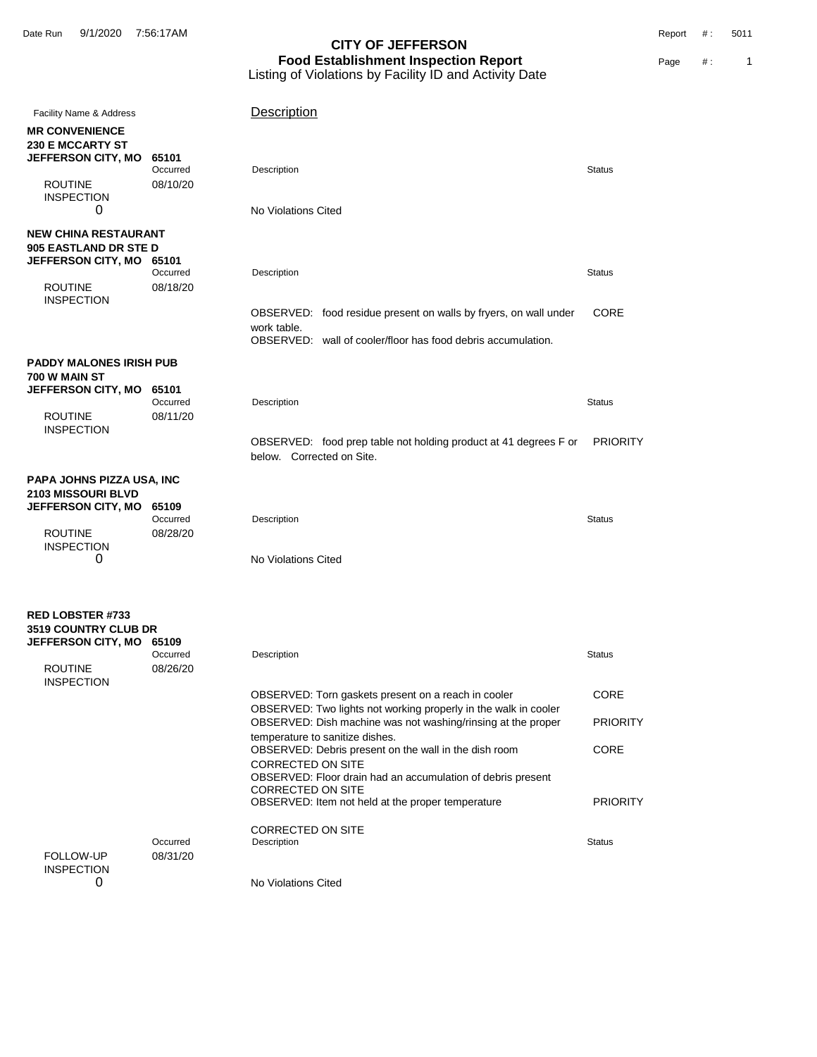# CITY OF JEFFERSON

## Food Establishment Inspection Report

Listing of Violations by Facility ID and Activity Date

Date Run 9/1/2020 7:56:17AM

Report #: 5011

Facility Name & Address | Description

**MR CONVENIENCE**
**230 E MCCARTY ST**
**JEFFERSON CITY, MO 65101**

| | Occurred | Description | Status |
|---|---|---|---|
| ROUTINE INSPECTION 0 | 08/10/20 | No Violations Cited | |

**NEW CHINA RESTAURANT**
**905 EASTLAND DR STE D**
**JEFFERSON CITY, MO 65101**

| | Occurred | Description | Status |
|---|---|---|---|
| ROUTINE INSPECTION | 08/18/20 | OBSERVED: food residue present on walls by fryers, on wall under work table. | CORE |
| | | OBSERVED: wall of cooler/floor has food debris accumulation. | |

**PADDY MALONES IRISH PUB**
**700 W MAIN ST**
**JEFFERSON CITY, MO 65101**

| | Occurred | Description | Status |
|---|---|---|---|
| ROUTINE INSPECTION | 08/11/20 | OBSERVED: food prep table not holding product at 41 degrees F or below. Corrected on Site. | PRIORITY |

**PAPA JOHNS PIZZA USA, INC**
**2103 MISSOURI BLVD**
**JEFFERSON CITY, MO 65109**

| | Occurred | Description | Status |
|---|---|---|---|
| ROUTINE INSPECTION 0 | 08/28/20 | No Violations Cited | |

**RED LOBSTER #733**
**3519 COUNTRY CLUB DR**
**JEFFERSON CITY, MO 65109**

| | Occurred | Description | Status |
|---|---|---|---|
| ROUTINE INSPECTION | 08/26/20 | OBSERVED: Torn gaskets present on a reach in cooler | CORE |
| | | OBSERVED: Two lights not working properly in the walk in cooler | |
| | | OBSERVED: Dish machine was not washing/rinsing at the proper temperature to sanitize dishes. | PRIORITY |
| | | OBSERVED: Debris present on the wall in the dish room CORRECTED ON SITE | CORE |
| | | OBSERVED: Floor drain had an accumulation of debris present CORRECTED ON SITE | |
| | | OBSERVED: Item not held at the proper temperature CORRECTED ON SITE | PRIORITY |

| | Occurred | Description | Status |
|---|---|---|---|
| FOLLOW-UP INSPECTION 0 | 08/31/20 | No Violations Cited | |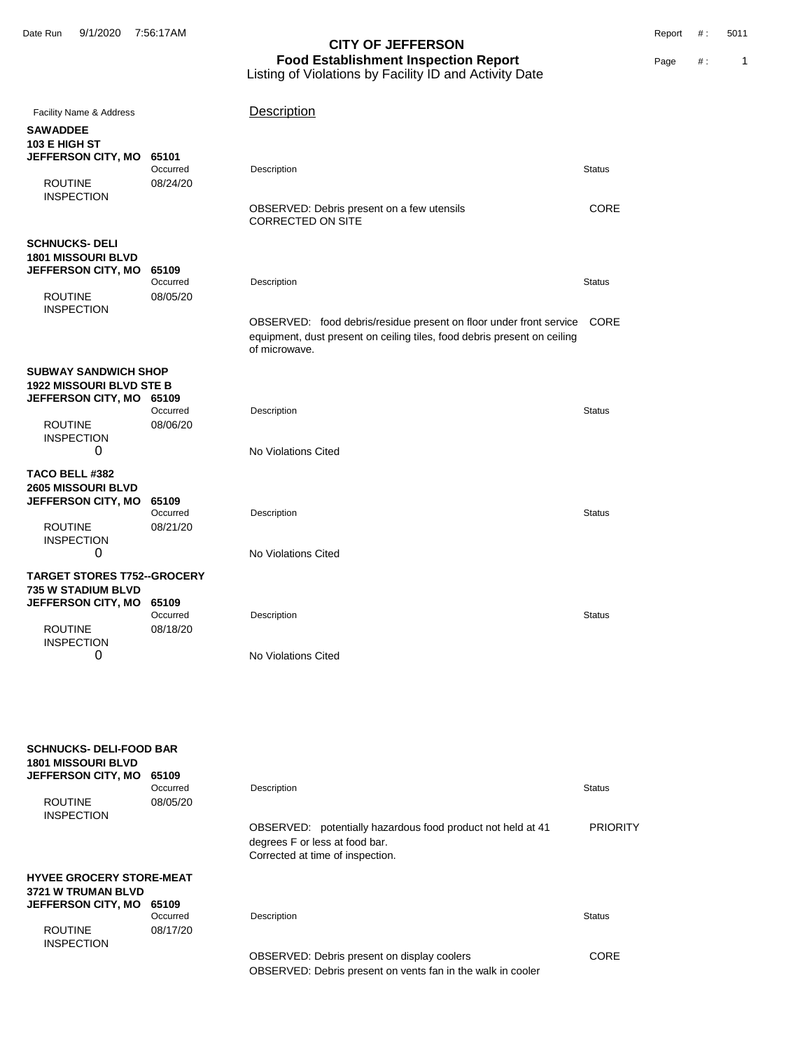# CITY OF JEFFERSON

## Food Establishment Inspection Report

Listing of Violations by Facility ID and Activity Date

Date Run 9/1/2020 7:56:17AM

Report #: 5011

Page #: 1

| Facility Name & Address | | Description | Status |
|---|---|---|---|
| **SAWADDEE**<br>**103 E HIGH ST**<br>**JEFFERSON CITY, MO 65101** | | | |
| ROUTINE INSPECTION | Occurred 08/24/20 | OBSERVED: Debris present on a few utensils<br>CORRECTED ON SITE | CORE |
| **SCHNUCKS- DELI**<br>**1801 MISSOURI BLVD**<br>**JEFFERSON CITY, MO 65109** | | | |
| ROUTINE INSPECTION | Occurred 08/05/20 | OBSERVED: food debris/residue present on floor under front service equipment, dust present on ceiling tiles, food debris present on ceiling of microwave. | CORE |
| **SUBWAY SANDWICH SHOP**<br>**1922 MISSOURI BLVD STE B**<br>**JEFFERSON CITY, MO 65109** | | | |
| ROUTINE INSPECTION<br>0 | Occurred 08/06/20 | No Violations Cited | |
| **TACO BELL #382**<br>**2605 MISSOURI BLVD**<br>**JEFFERSON CITY, MO 65109** | | | |
| ROUTINE INSPECTION<br>0 | Occurred 08/21/20 | No Violations Cited | |
| **TARGET STORES T752--GROCERY**<br>**735 W STADIUM BLVD**<br>**JEFFERSON CITY, MO 65109** | | | |
| ROUTINE INSPECTION<br>0 | Occurred 08/18/20 | No Violations Cited | |
| **SCHNUCKS- DELI-FOOD BAR**<br>**1801 MISSOURI BLVD**<br>**JEFFERSON CITY, MO 65109** | | | |
| ROUTINE INSPECTION | Occurred 08/05/20 | OBSERVED: potentially hazardous food product not held at 41 degrees F or less at food bar.<br>Corrected at time of inspection. | PRIORITY |
| **HYVEE GROCERY STORE-MEAT**<br>**3721 W TRUMAN BLVD**<br>**JEFFERSON CITY, MO 65109** | | | |
| ROUTINE INSPECTION | Occurred 08/17/20 | OBSERVED: Debris present on display coolers<br>OBSERVED: Debris present on vents fan in the walk in cooler | CORE |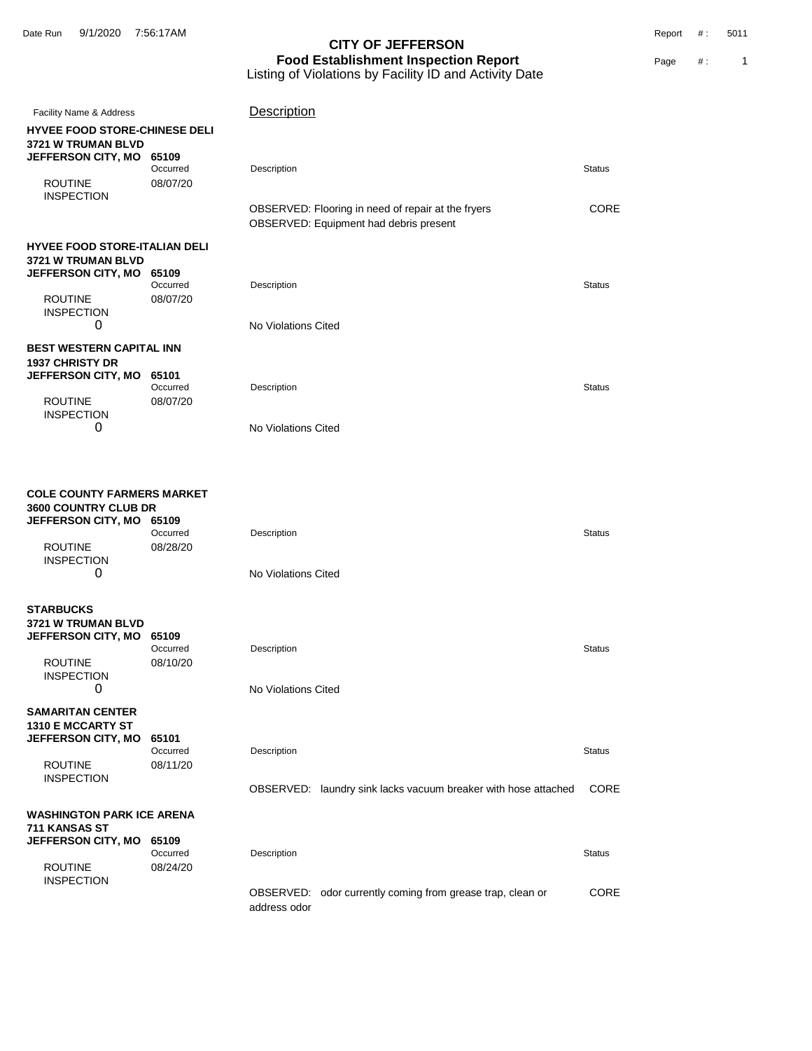# CITY OF JEFFERSON

## Food Establishment Inspection Report

Listing of Violations by Facility ID and Activity Date

Date Run 9/1/2020 7:56:17AM

Report #: 5011

Facility Name & Address | Description

---

**HYVEE FOOD STORE-CHINESE DELI**
**3721 W TRUMAN BLVD**
**JEFFERSON CITY, MO 65109**

| | Occurred | Description | Status |
|---|---|---|---|
| ROUTINE INSPECTION | 08/07/20 | | |
| | | OBSERVED: Flooring in need of repair at the fryers | CORE |
| | | OBSERVED: Equipment had debris present | |

**HYVEE FOOD STORE-ITALIAN DELI**
**3721 W TRUMAN BLVD**
**JEFFERSON CITY, MO 65109**

| | Occurred | Description | Status |
|---|---|---|---|
| ROUTINE INSPECTION | 08/07/20 | | |
| 0 | | No Violations Cited | |

**BEST WESTERN CAPITAL INN**
**1937 CHRISTY DR**
**JEFFERSON CITY, MO 65101**

| | Occurred | Description | Status |
|---|---|---|---|
| ROUTINE INSPECTION | 08/07/20 | | |
| 0 | | No Violations Cited | |

**COLE COUNTY FARMERS MARKET**
**3600 COUNTRY CLUB DR**
**JEFFERSON CITY, MO 65109**

| | Occurred | Description | Status |
|---|---|---|---|
| ROUTINE INSPECTION | 08/28/20 | | |
| 0 | | No Violations Cited | |

**STARBUCKS**
**3721 W TRUMAN BLVD**
**JEFFERSON CITY, MO 65109**

| | Occurred | Description | Status |
|---|---|---|---|
| ROUTINE INSPECTION | 08/10/20 | | |
| 0 | | No Violations Cited | |

**SAMARITAN CENTER**
**1310 E MCCARTY ST**
**JEFFERSON CITY, MO 65101**

| | Occurred | Description | Status |
|---|---|---|---|
| ROUTINE INSPECTION | 08/11/20 | | |
| | | OBSERVED: laundry sink lacks vacuum breaker with hose attached | CORE |

**WASHINGTON PARK ICE ARENA**
**711 KANSAS ST**
**JEFFERSON CITY, MO 65109**

| | Occurred | Description | Status |
|---|---|---|---|
| ROUTINE INSPECTION | 08/24/20 | | |
| | | OBSERVED: odor currently coming from grease trap, clean or address odor | CORE |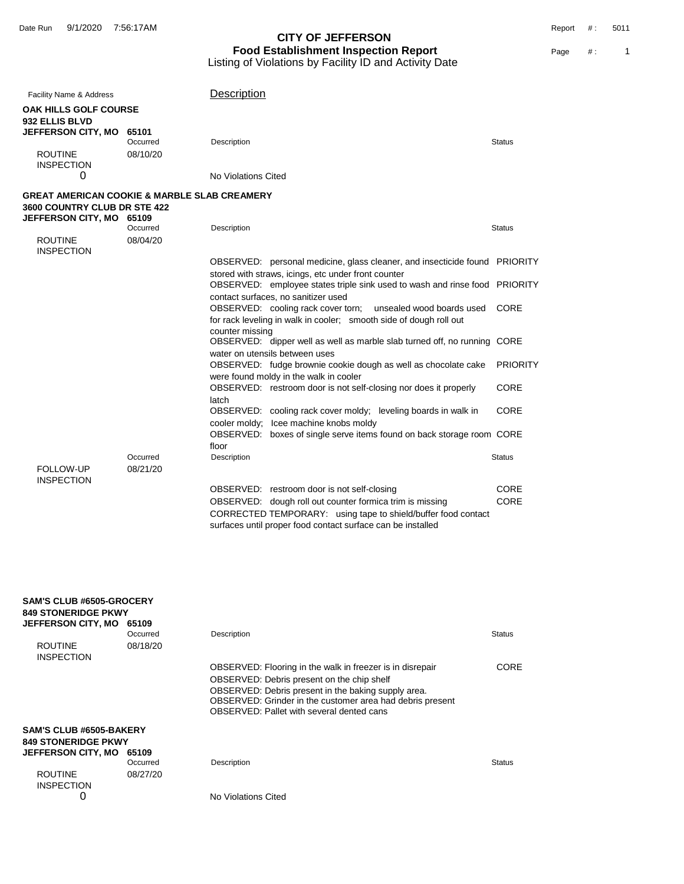# CITY OF JEFFERSON
## Food Establishment Inspection Report
Listing of Violations by Facility ID and Activity Date

Date Run 9/1/2020 7:56:17AM — Report #: 5011 — Page #: 1

| Facility Name & Address | | Description | |
|---|---|---|---|
| **OAK HILLS GOLF COURSE**<br>**932 ELLIS BLVD**<br>**JEFFERSON CITY, MO 65101** | | | |
| | Occurred | Description | Status |
| ROUTINE INSPECTION | 08/10/20 | | |
| 0 | | No Violations Cited | |
| **GREAT AMERICAN COOKIE & MARBLE SLAB CREAMERY**<br>**3600 COUNTRY CLUB DR STE 422**<br>**JEFFERSON CITY, MO 65109** | | | |
| | Occurred | Description | Status |
| ROUTINE INSPECTION | 08/04/20 | | |
| | | OBSERVED: personal medicine, glass cleaner, and insecticide found stored with straws, icings, etc under front counter | PRIORITY |
| | | OBSERVED: employee states triple sink used to wash and rinse food contact surfaces, no sanitizer used | PRIORITY |
| | | OBSERVED: cooling rack cover torn; unsealed wood boards used for rack leveling in walk in cooler; smooth side of dough roll out counter missing | CORE |
| | | OBSERVED: dipper well as well as marble slab turned off, no running water on utensils between uses | CORE |
| | | OBSERVED: fudge brownie cookie dough as well as chocolate cake were found moldy in the walk in cooler | PRIORITY |
| | | OBSERVED: restroom door is not self-closing nor does it properly latch | CORE |
| | | OBSERVED: cooling rack cover moldy; leveling boards in walk in cooler moldy; Icee machine knobs moldy | CORE |
| | | OBSERVED: boxes of single serve items found on back storage room floor | CORE |
| | Occurred | Description | Status |
| FOLLOW-UP INSPECTION | 08/21/20 | | |
| | | OBSERVED: restroom door is not self-closing | CORE |
| | | OBSERVED: dough roll out counter formica trim is missing | CORE |
| | | CORRECTED TEMPORARY: using tape to shield/buffer food contact surfaces until proper food contact surface can be installed | |
| **SAM'S CLUB #6505-GROCERY**<br>**849 STONERIDGE PKWY**<br>**JEFFERSON CITY, MO 65109** | | | |
| | Occurred | Description | Status |
| ROUTINE INSPECTION | 08/18/20 | | |
| | | OBSERVED: Flooring in the walk in freezer is in disrepair | CORE |
| | | OBSERVED: Debris present on the chip shelf | |
| | | OBSERVED: Debris present in the baking supply area. | |
| | | OBSERVED: Grinder in the customer area had debris present | |
| | | OBSERVED: Pallet with several dented cans | |
| **SAM'S CLUB #6505-BAKERY**<br>**849 STONERIDGE PKWY**<br>**JEFFERSON CITY, MO 65109** | | | |
| | Occurred | Description | Status |
| ROUTINE INSPECTION | 08/27/20 | | |
| 0 | | No Violations Cited | |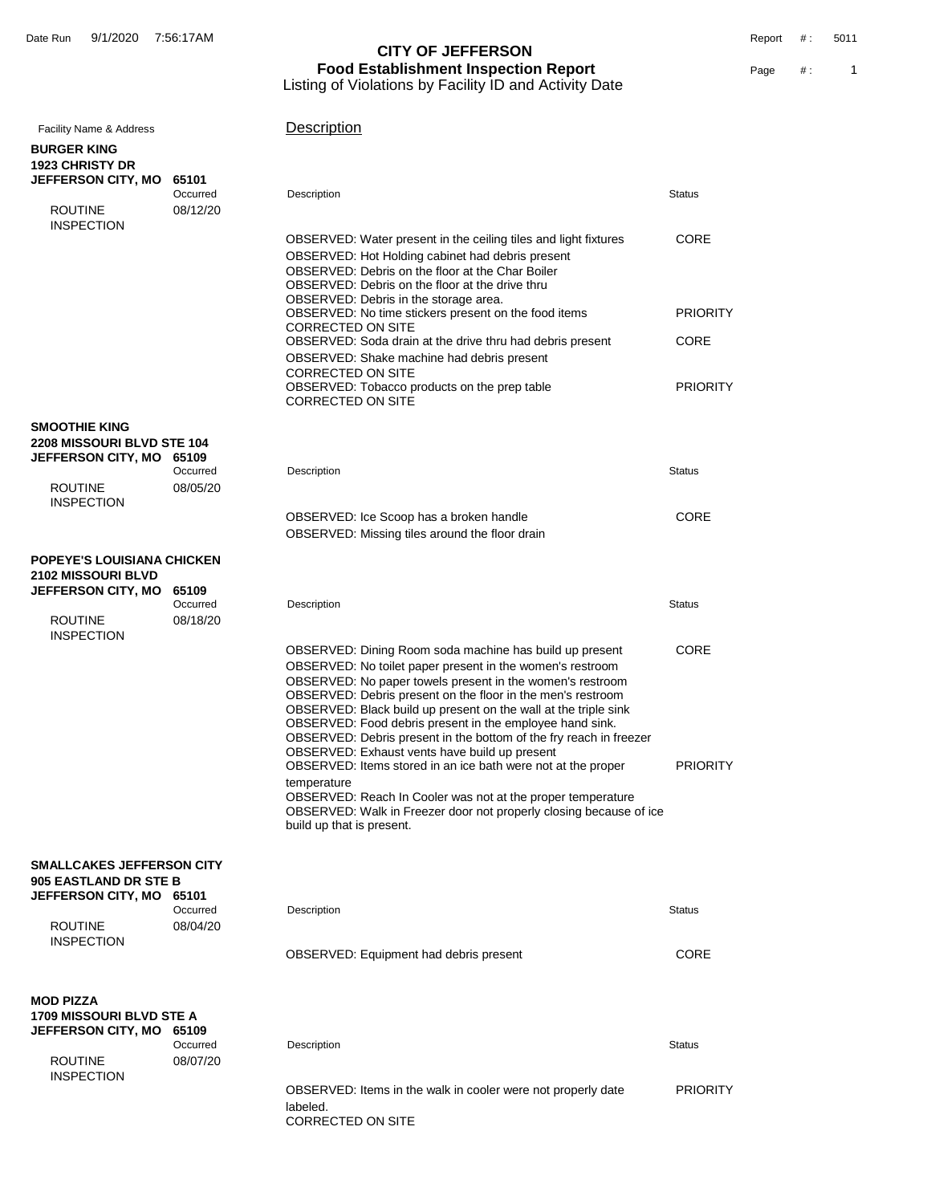# CITY OF JEFFERSON

## Food Establishment Inspection Report

Listing of Violations by Facility ID and Activity Date

Date Run 9/1/2020 7:56:17AM — Report #: 5011

| Facility Name & Address | | Description | Status |
|---|---|---|---|
| **BURGER KING**<br>**1923 CHRISTY DR**<br>**JEFFERSON CITY, MO 65101** | | | |
| | Occurred | Description | Status |
| ROUTINE INSPECTION | 08/12/20 | | |
| | | OBSERVED: Water present in the ceiling tiles and light fixtures | CORE |
| | | OBSERVED: Hot Holding cabinet had debris present | |
| | | OBSERVED: Debris on the floor at the Char Boiler | |
| | | OBSERVED: Debris on the floor at the drive thru | |
| | | OBSERVED: Debris in the storage area. | |
| | | OBSERVED: No time stickers present on the food items<br>CORRECTED ON SITE | PRIORITY |
| | | OBSERVED: Soda drain at the drive thru had debris present | CORE |
| | | OBSERVED: Shake machine had debris present<br>CORRECTED ON SITE | |
| | | OBSERVED: Tobacco products on the prep table<br>CORRECTED ON SITE | PRIORITY |
| **SMOOTHIE KING**<br>**2208 MISSOURI BLVD STE 104**<br>**JEFFERSON CITY, MO 65109** | | | |
| | Occurred | Description | Status |
| ROUTINE INSPECTION | 08/05/20 | | |
| | | OBSERVED: Ice Scoop has a broken handle | CORE |
| | | OBSERVED: Missing tiles around the floor drain | |
| **POPEYE'S LOUISIANA CHICKEN**<br>**2102 MISSOURI BLVD**<br>**JEFFERSON CITY, MO 65109** | | | |
| | Occurred | Description | Status |
| ROUTINE INSPECTION | 08/18/20 | | |
| | | OBSERVED: Dining Room soda machine has build up present | CORE |
| | | OBSERVED: No toilet paper present in the women's restroom | |
| | | OBSERVED: No paper towels present in the women's restroom | |
| | | OBSERVED: Debris present on the floor in the men's restroom | |
| | | OBSERVED: Black build up present on the wall at the triple sink | |
| | | OBSERVED: Food debris present in the employee hand sink. | |
| | | OBSERVED: Debris present in the bottom of the fry reach in freezer | |
| | | OBSERVED: Exhaust vents have build up present | |
| | | OBSERVED: Items stored in an ice bath were not at the proper temperature | PRIORITY |
| | | OBSERVED: Reach In Cooler was not at the proper temperature | |
| | | OBSERVED: Walk in Freezer door not properly closing because of ice build up that is present. | |
| **SMALLCAKES JEFFERSON CITY**<br>**905 EASTLAND DR STE B**<br>**JEFFERSON CITY, MO 65101** | | | |
| | Occurred | Description | Status |
| ROUTINE INSPECTION | 08/04/20 | | |
| | | OBSERVED: Equipment had debris present | CORE |
| **MOD PIZZA**<br>**1709 MISSOURI BLVD STE A**<br>**JEFFERSON CITY, MO 65109** | | | |
| | Occurred | Description | Status |
| ROUTINE INSPECTION | 08/07/20 | | |
| | | OBSERVED: Items in the walk in cooler were not properly date labeled.<br>CORRECTED ON SITE | PRIORITY |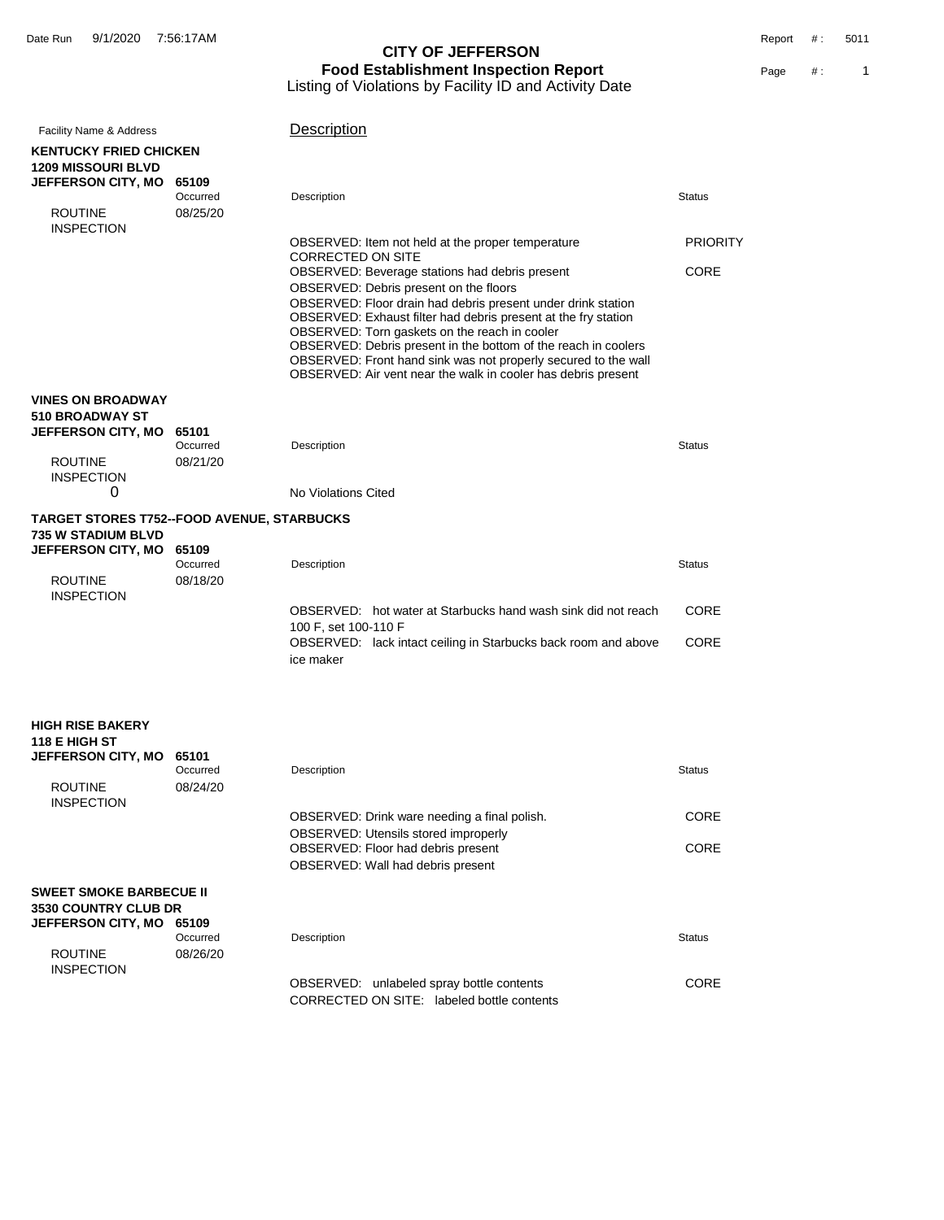Date Run 9/1/2020 7:56:17AM

# CITY OF JEFFERSON

## Food Establishment Inspection Report

Listing of Violations by Facility ID and Activity Date

Report #: 5011

| Facility Name & Address | | Description | Status |
|---|---|---|---|
| **KENTUCKY FRIED CHICKEN** <br> **1209 MISSOURI BLVD** <br> **JEFFERSON CITY, MO 65109** | | | |
| | Occurred | Description | Status |
| ROUTINE INSPECTION | 08/25/20 | | |
| | | OBSERVED: Item not held at the proper temperature <br> CORRECTED ON SITE | PRIORITY |
| | | OBSERVED: Beverage stations had debris present <br> OBSERVED: Debris present on the floors <br> OBSERVED: Floor drain had debris present under drink station <br> OBSERVED: Exhaust filter had debris present at the fry station <br> OBSERVED: Torn gaskets on the reach in cooler <br> OBSERVED: Debris present in the bottom of the reach in coolers <br> OBSERVED: Front hand sink was not properly secured to the wall <br> OBSERVED: Air vent near the walk in cooler has debris present | CORE |
| **VINES ON BROADWAY** <br> **510 BROADWAY ST** <br> **JEFFERSON CITY, MO 65101** | | | |
| | Occurred | Description | Status |
| ROUTINE INSPECTION | 08/21/20 | | |
| 0 | | No Violations Cited | |
| **TARGET STORES T752--FOOD AVENUE, STARBUCKS** <br> **735 W STADIUM BLVD** <br> **JEFFERSON CITY, MO 65109** | | | |
| | Occurred | Description | Status |
| ROUTINE INSPECTION | 08/18/20 | | |
| | | OBSERVED: hot water at Starbucks hand wash sink did not reach 100 F, set 100-110 F | CORE |
| | | OBSERVED: lack intact ceiling in Starbucks back room and above ice maker | CORE |
| **HIGH RISE BAKERY** <br> **118 E HIGH ST** <br> **JEFFERSON CITY, MO 65101** | | | |
| | Occurred | Description | Status |
| ROUTINE INSPECTION | 08/24/20 | | |
| | | OBSERVED: Drink ware needing a final polish. <br> OBSERVED: Utensils stored improperly | CORE |
| | | OBSERVED: Floor had debris present <br> OBSERVED: Wall had debris present | CORE |
| **SWEET SMOKE BARBECUE II** <br> **3530 COUNTRY CLUB DR** <br> **JEFFERSON CITY, MO 65109** | | | |
| | Occurred | Description | Status |
| ROUTINE INSPECTION | 08/26/20 | | |
| | | OBSERVED: unlabeled spray bottle contents <br> CORRECTED ON SITE: labeled bottle contents | CORE |